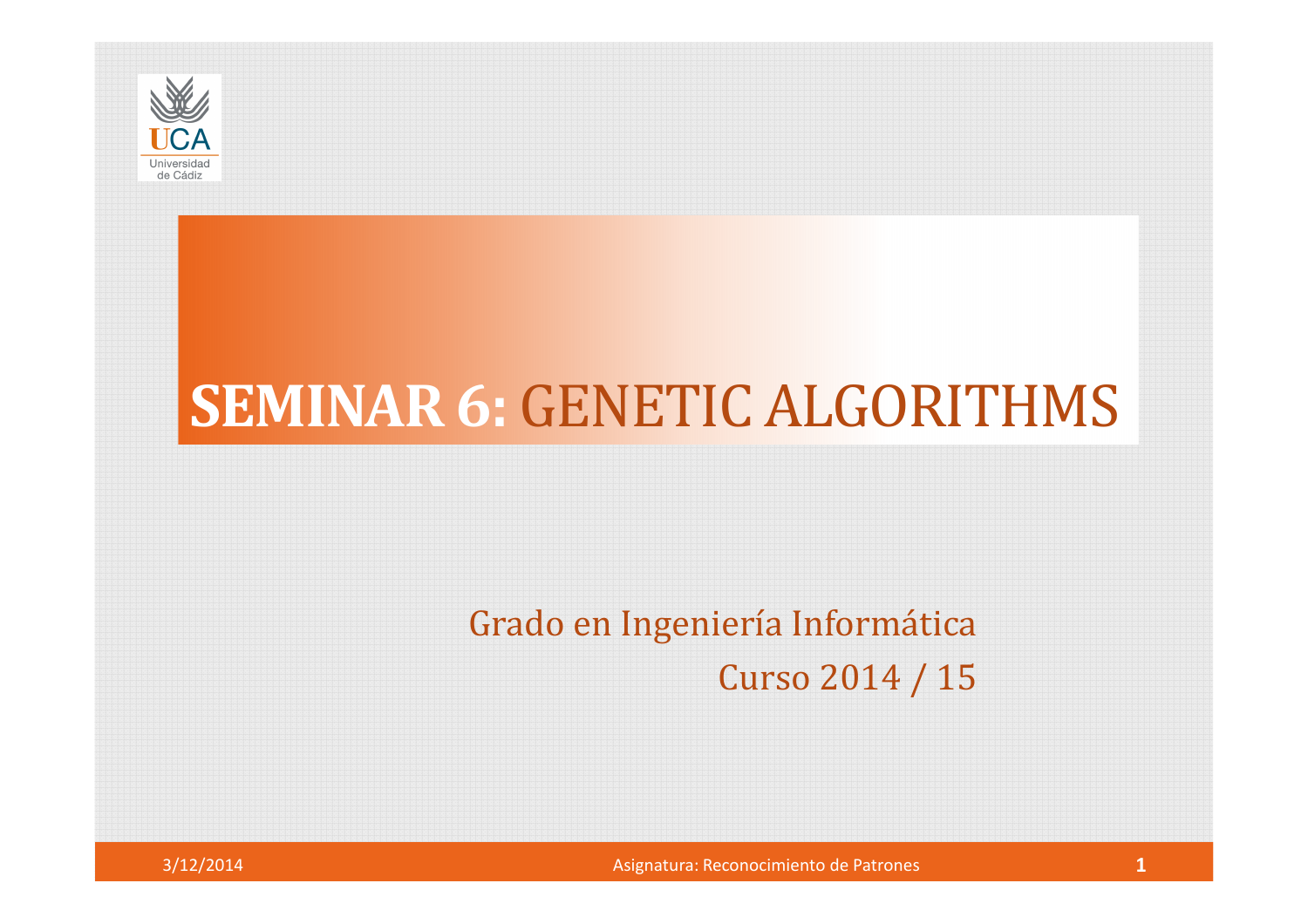# SEMINAR 6: GENETIC ALGORITHMS

Grado en Ingeniería Informática

Curso 2014 / 15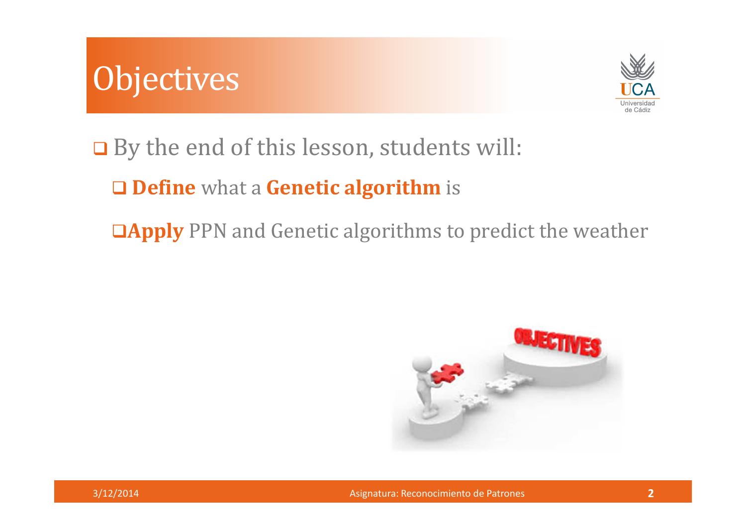# Objectives

- By the end of this lesson, students will:
  - **Define** what a **Genetic algorithm** is
  - **Apply** PPN and Genetic algorithms to predict the weather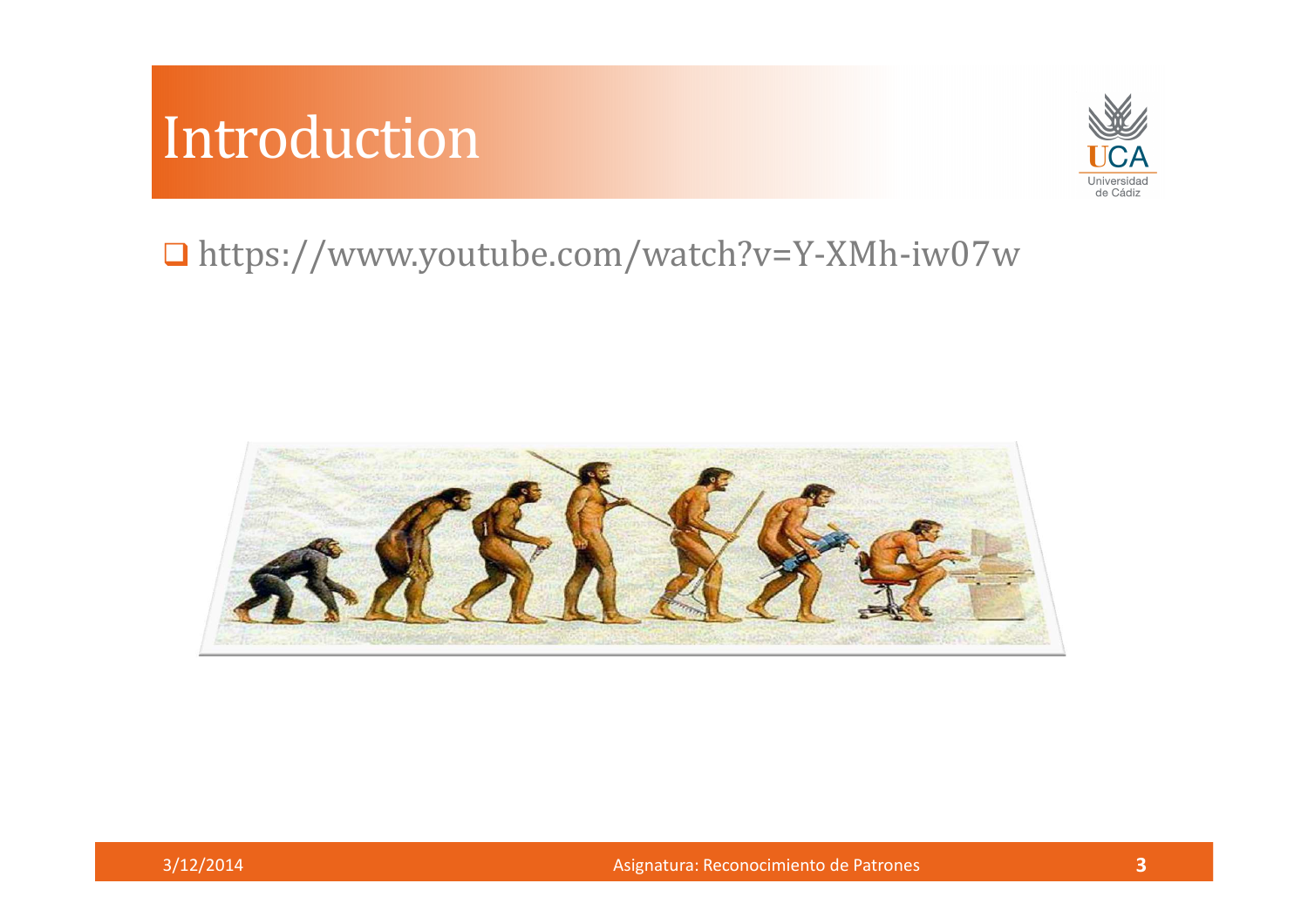# Introduction

- https://www.youtube.com/watch?v=Y-XMh-iw07w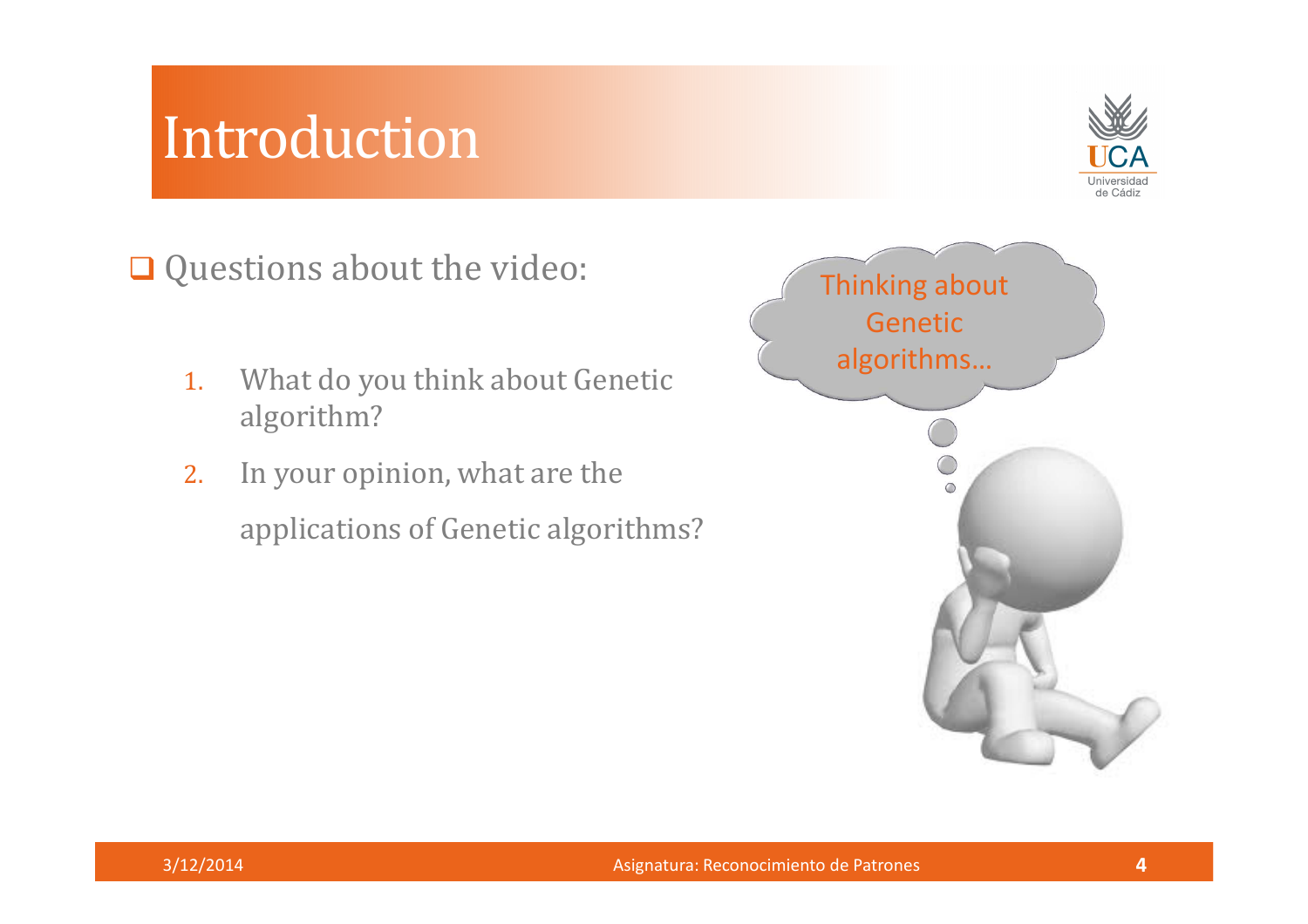# Introduction

- Questions about the video:

  1. What do you think about Genetic algorithm?
  2. In your opinion, what are the applications of Genetic algorithms?

Thinking about Genetic algorithms…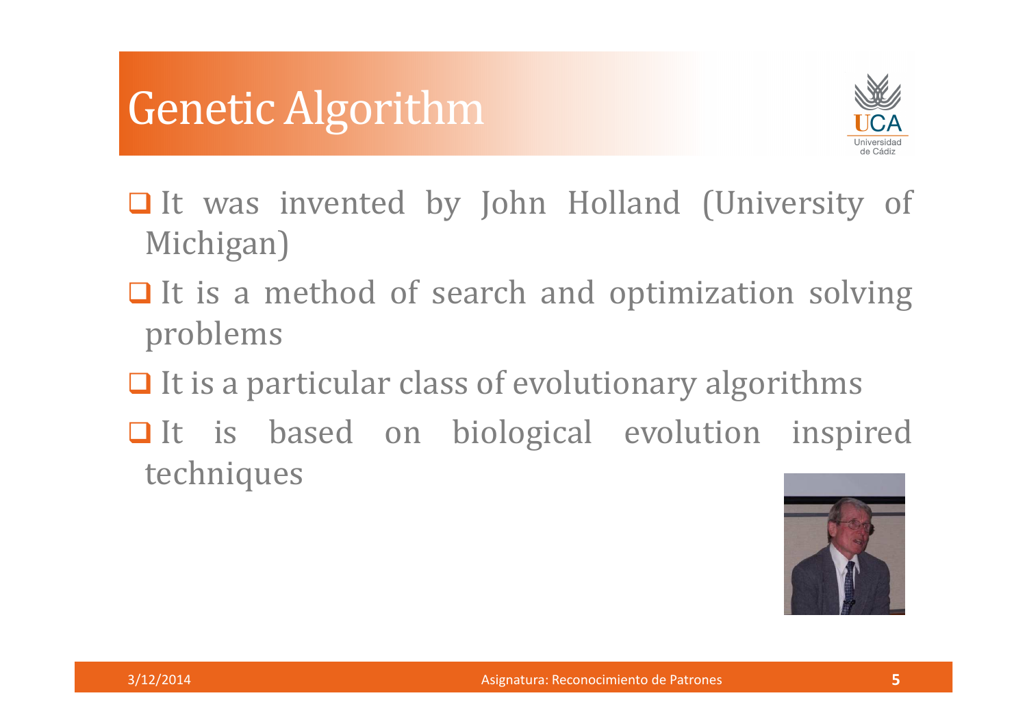# Genetic Algorithm

- It was invented by John Holland (University of Michigan)
- It is a method of search and optimization solving problems
- It is a particular class of evolutionary algorithms
- It is based on biological evolution inspired techniques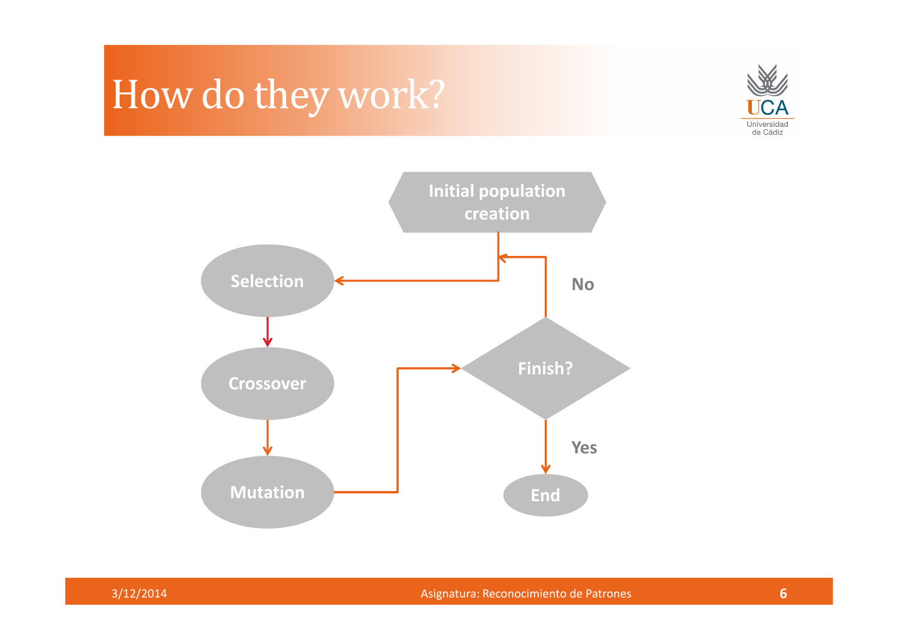# How do they work?

Initial population creation

Selection

Crossover

Mutation

Finish?

No

Yes

End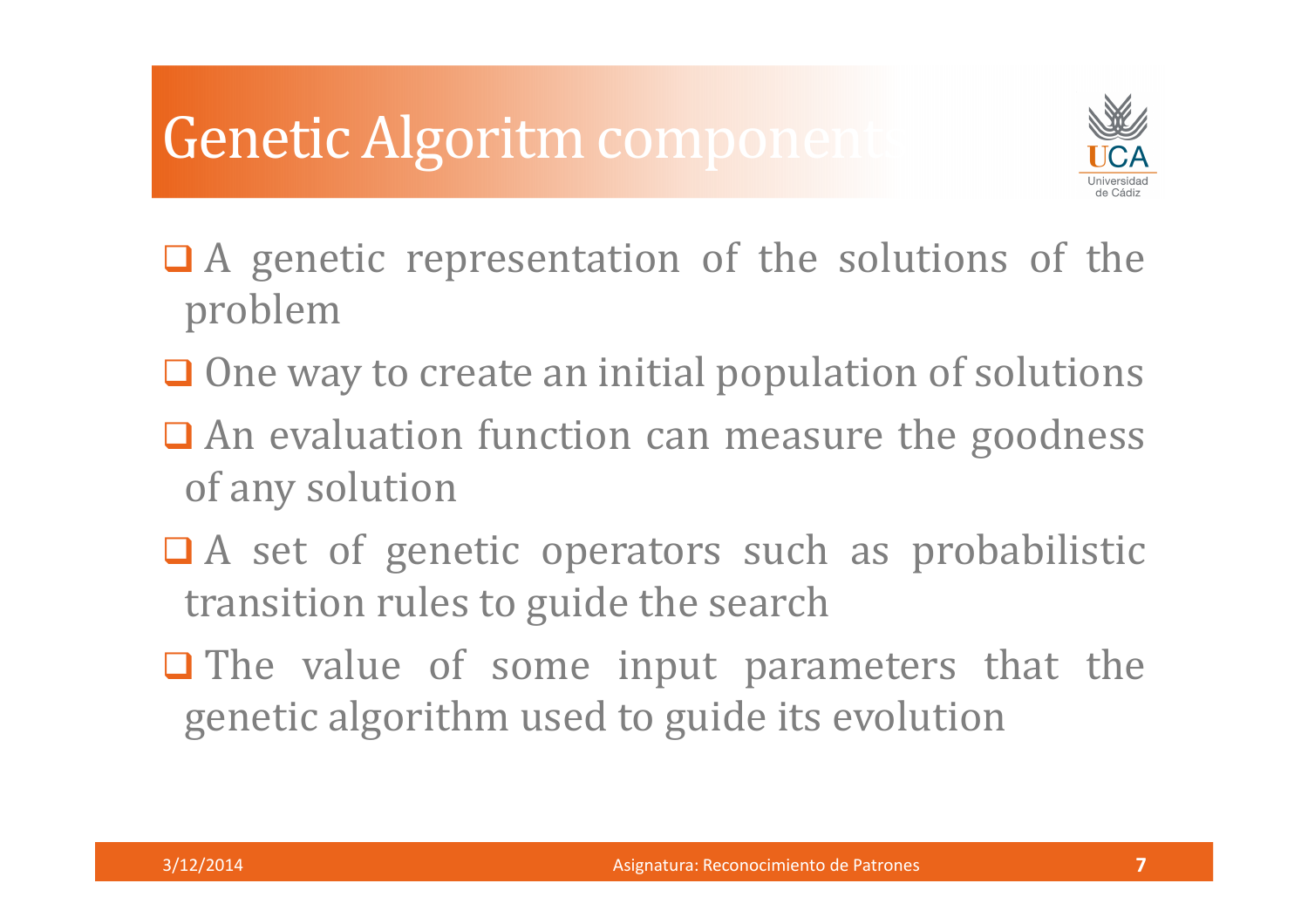# Genetic Algoritm components

- A genetic representation of the solutions of the problem
- One way to create an initial population of solutions
- An evaluation function can measure the goodness of any solution
- A set of genetic operators such as probabilistic transition rules to guide the search
- The value of some input parameters that the genetic algorithm used to guide its evolution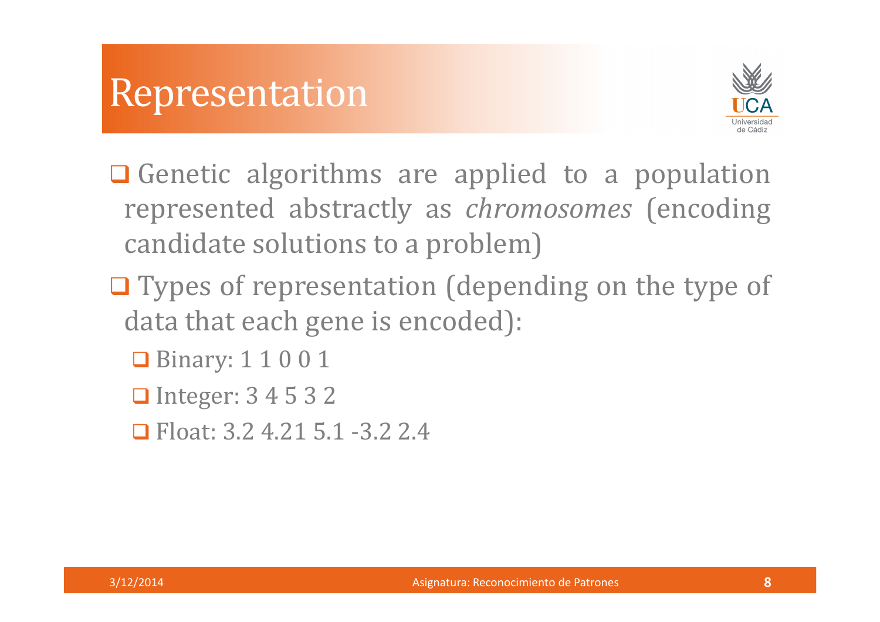# Representation

- Genetic algorithms are applied to a population represented abstractly as *chromosomes* (encoding candidate solutions to a problem)
- Types of representation (depending on the type of data that each gene is encoded):
  - Binary: 1 1 0 0 1
  - Integer: 3 4 5 3 2
  - Float: 3.2 4.21 5.1 -3.2 2.4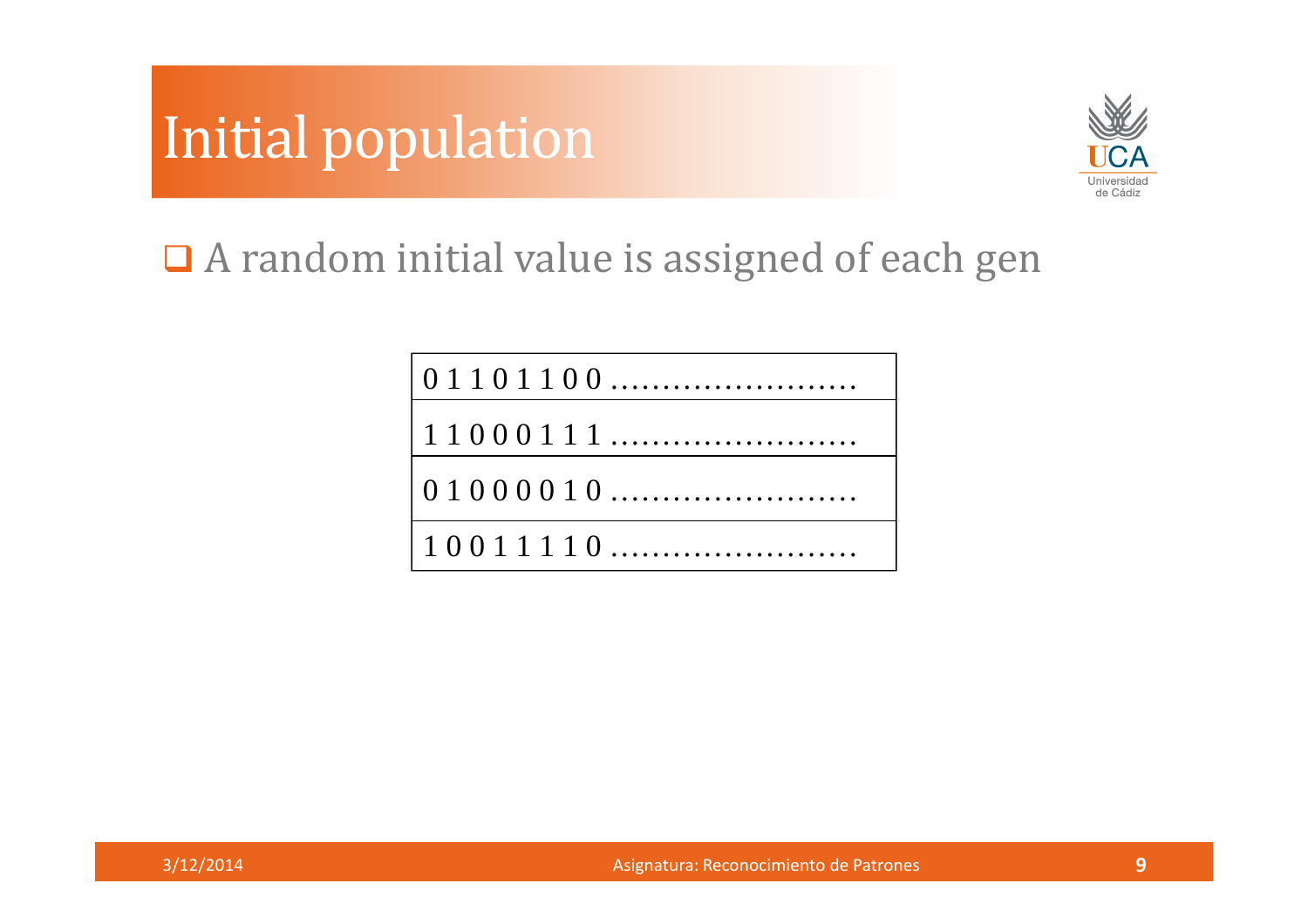# Initial population

- A random initial value is assigned of each gen

| 0 1 1 0 1 1 0 0 ……………………. |
|---|
| 1 1 0 0 0 1 1 1 ……………………. |
| 0 1 0 0 0 0 1 0 ……………………. |
| 1 0 0 1 1 1 1 0 ……………………. |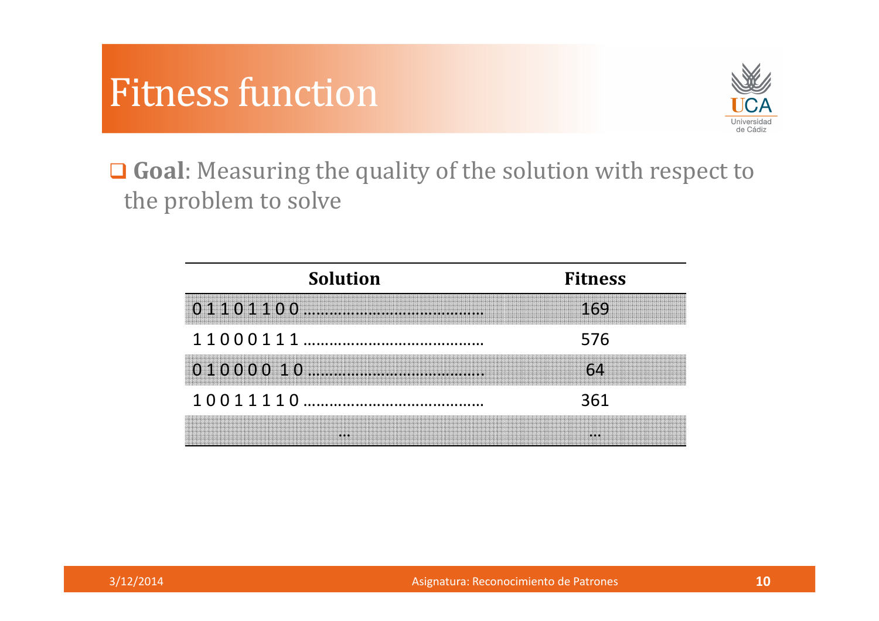# Fitness function

- **Goal**: Measuring the quality of the solution with respect to the problem to solve

| Solution | Fitness |
|---|---|
| 0 1 1 0 1 1 0 0 ........................................ | 169 |
| 1 1 0 0 0 1 1 1 ........................................ | 576 |
| 0 1 0 0 0 0 1 0 ........................................ | 64 |
| 1 0 0 1 1 1 1 0 ........................................ | 361 |
| ... | ... |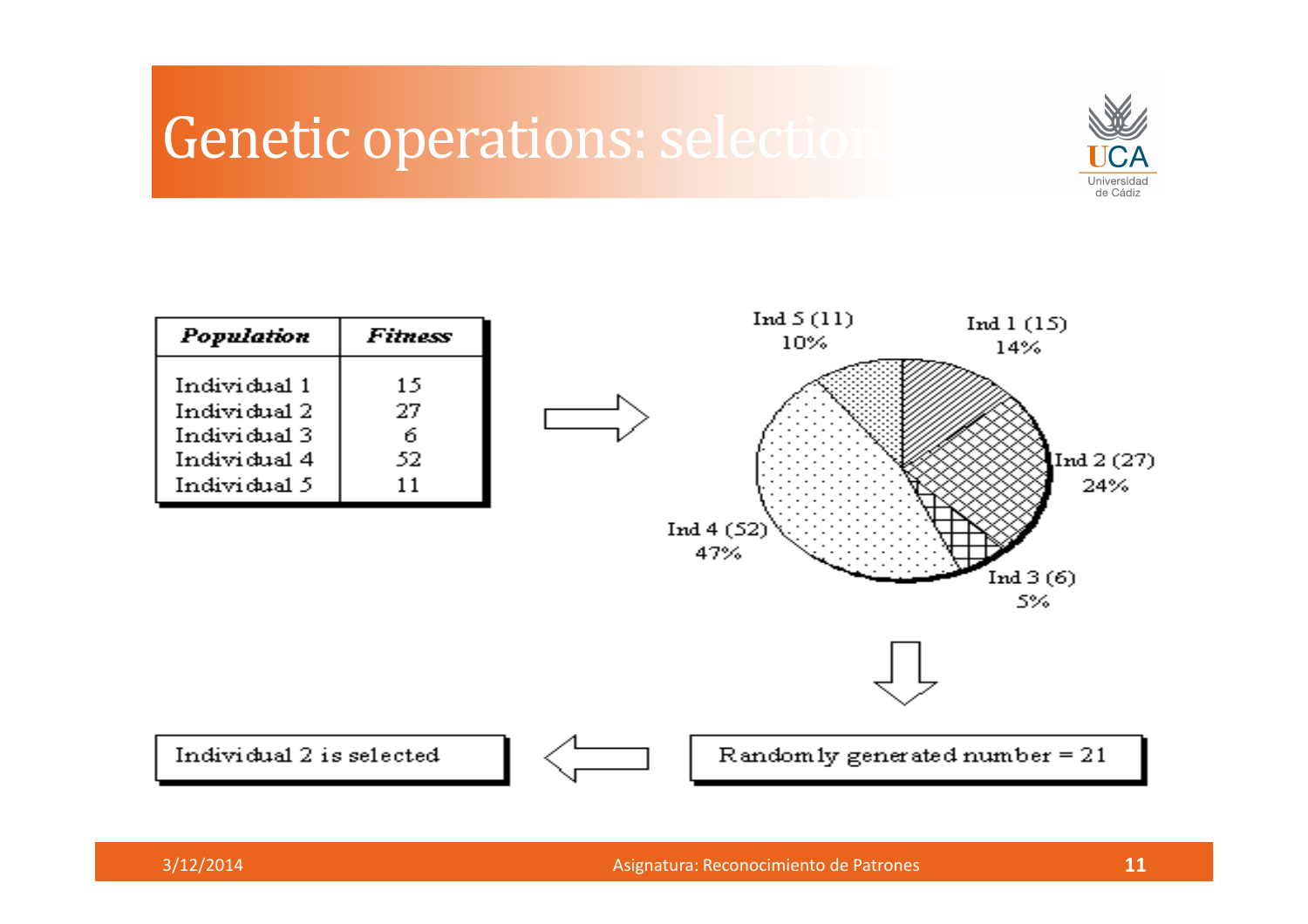# Genetic operations: selection

| Population | Fitness |
|---|---|
| Individual 1 | 15 |
| Individual 2 | 27 |
| Individual 3 | 6 |
| Individual 4 | 52 |
| Individual 5 | 11 |

Ind 5 (11) 10%

Ind 1 (15) 14%

Ind 2 (27) 24%

Ind 3 (6) 5%

Ind 4 (52) 47%

Randomly generated number = 21

Individual 2 is selected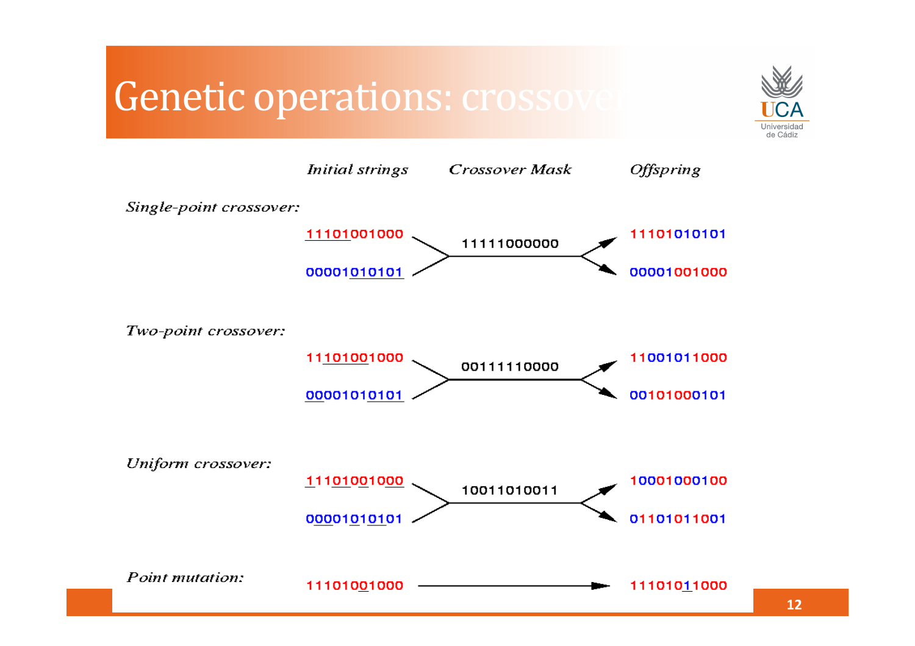# Genetic operations: crossover

| | Initial strings | Crossover Mask | Offspring |
|---|---|---|---|
| *Single-point crossover:* | 11101001000 | 11111000000 | 11101010101 |
| | 00001010101 | | 00001001000 |
| *Two-point crossover:* | 11101001000 | 00111110000 | 11001011000 |
| | 00001010101 | | 00101000101 |
| *Uniform crossover:* | 11101001000 | 10011010011 | 10001000100 |
| | 00001010101 | | 01101011001 |
| *Point mutation:* | 11101001000 | | 11101011000 |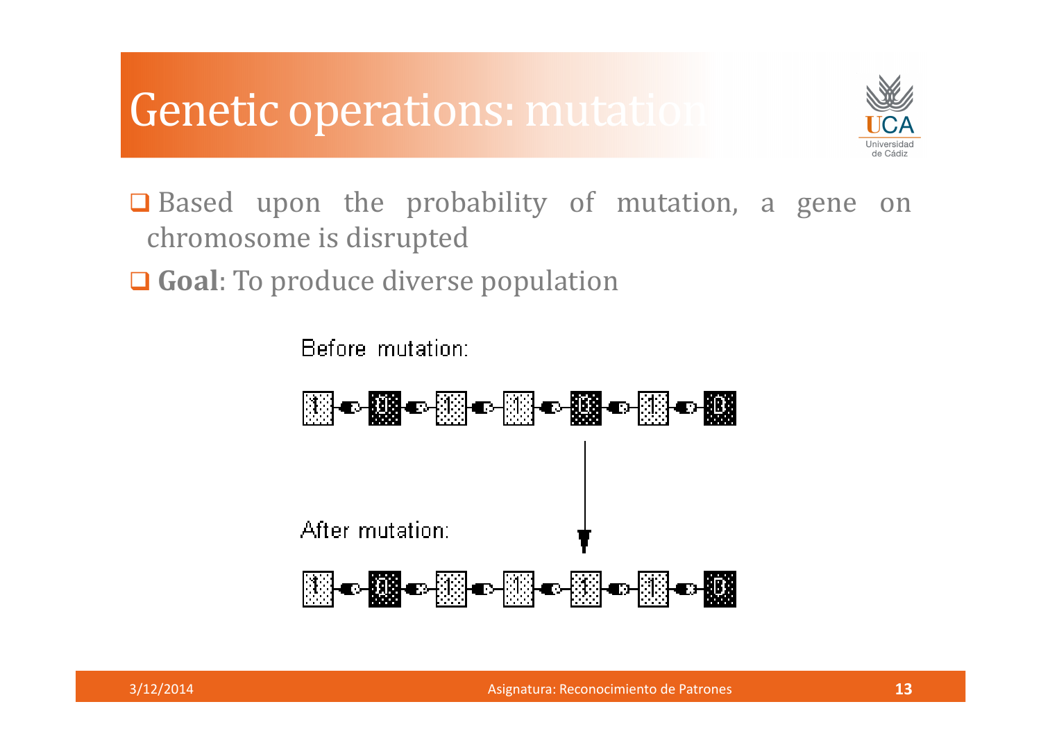# Genetic operations: mutation

- Based upon the probability of mutation, a gene on chromosome is disrupted
- **Goal**: To produce diverse population

Before mutation:

1 0 1 1 0 1 0

After mutation:

1 0 1 1 1 1 0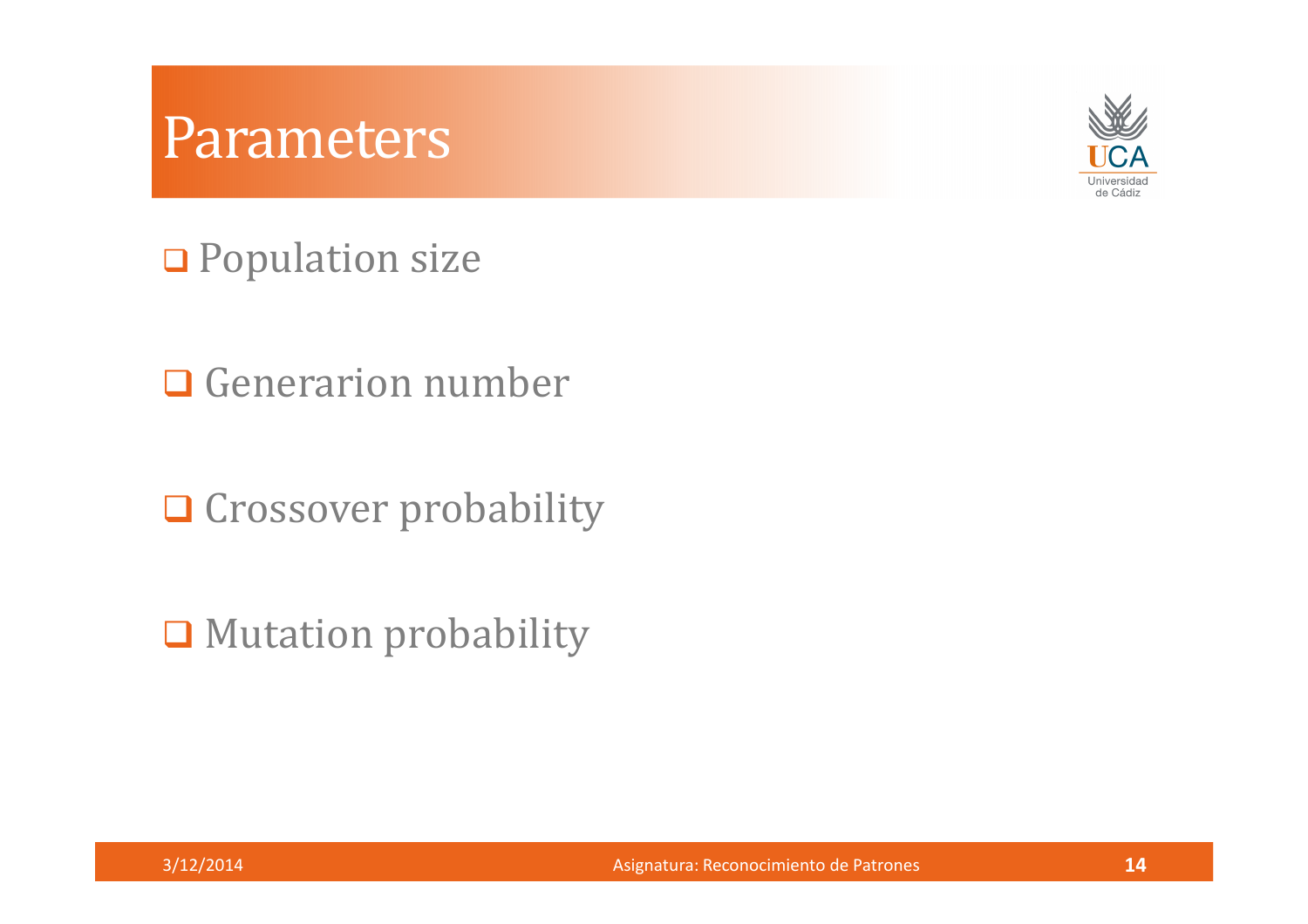# Parameters

- Population size
- Generarion number
- Crossover probability
- Mutation probability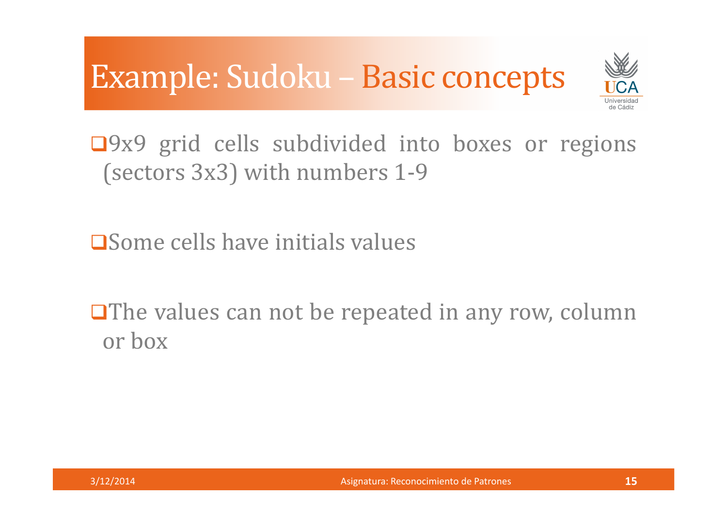# Example: Sudoku – Basic concepts

- 9x9 grid cells subdivided into boxes or regions (sectors 3x3) with numbers 1-9

- Some cells have initials values

- The values can not be repeated in any row, column or box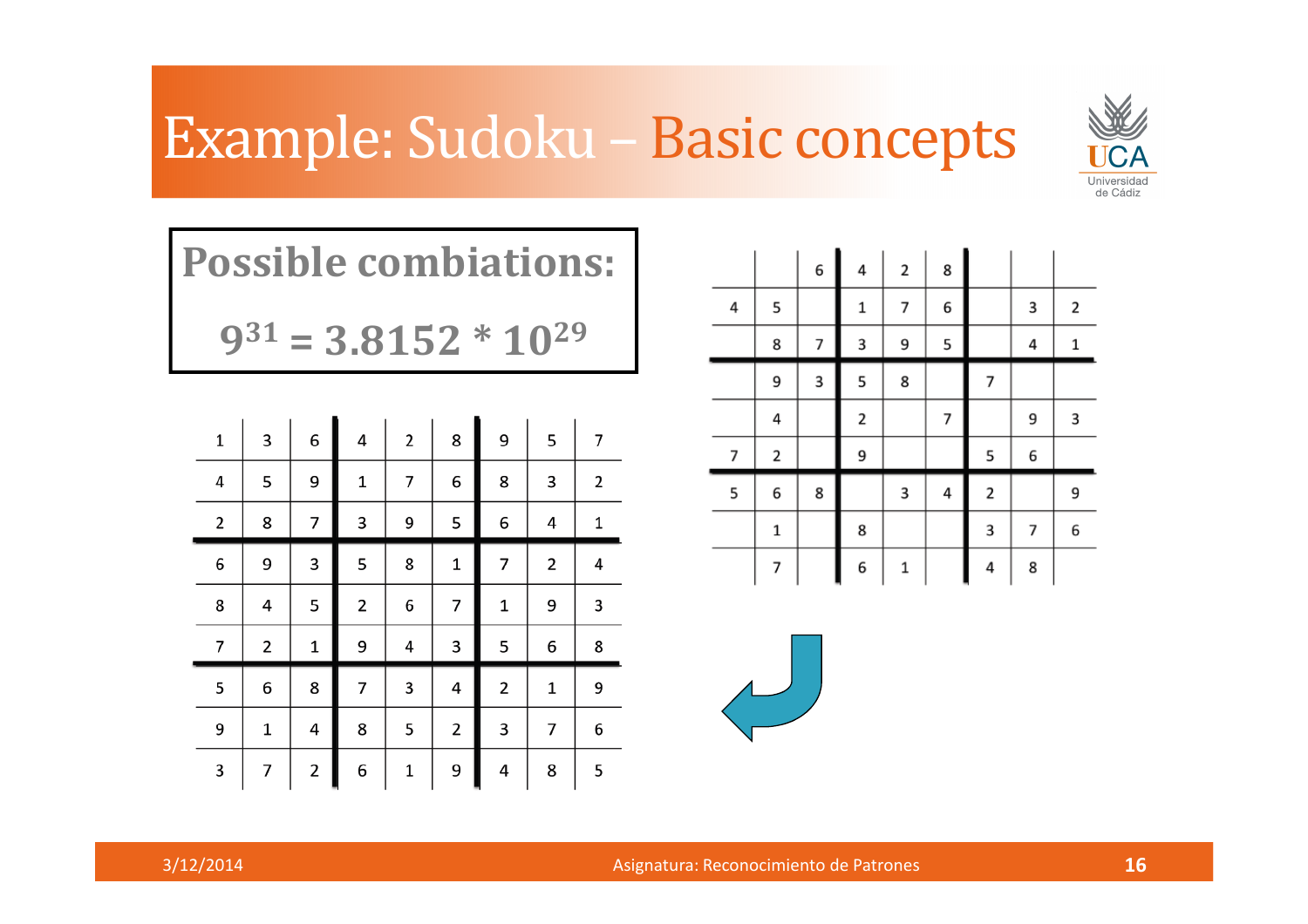# Example: Sudoku – Basic concepts

**Possible combiations:**

$$9^{31} = 3.8152 * 10^{29}$$

|   |   | 6 | 4 | 2 | 8 |   |   |   |
|---|---|---|---|---|---|---|---|---|
| 4 | 5 |   | 1 | 7 | 6 |   | 3 | 2 |
|   | 8 | 7 | 3 | 9 | 5 |   | 4 | 1 |
|   | 9 | 3 | 5 | 8 |   | 7 |   |   |
|   | 4 |   | 2 |   | 7 |   | 9 | 3 |
| 7 | 2 |   | 9 |   |   | 5 | 6 |   |
| 5 | 6 | 8 |   | 3 | 4 | 2 |   | 9 |
|   | 1 |   | 8 |   |   | 3 | 7 | 6 |
|   | 7 |   | 6 | 1 |   | 4 | 8 |   |

| 1 | 3 | 6 | 4 | 2 | 8 | 9 | 5 | 7 |
|---|---|---|---|---|---|---|---|---|
| 4 | 5 | 9 | 1 | 7 | 6 | 8 | 3 | 2 |
| 2 | 8 | 7 | 3 | 9 | 5 | 6 | 4 | 1 |
| 6 | 9 | 3 | 5 | 8 | 1 | 7 | 2 | 4 |
| 8 | 4 | 5 | 2 | 6 | 7 | 1 | 9 | 3 |
| 7 | 2 | 1 | 9 | 4 | 3 | 5 | 6 | 8 |
| 5 | 6 | 8 | 7 | 3 | 4 | 2 | 1 | 9 |
| 9 | 1 | 4 | 8 | 5 | 2 | 3 | 7 | 6 |
| 3 | 7 | 2 | 6 | 1 | 9 | 4 | 8 | 5 |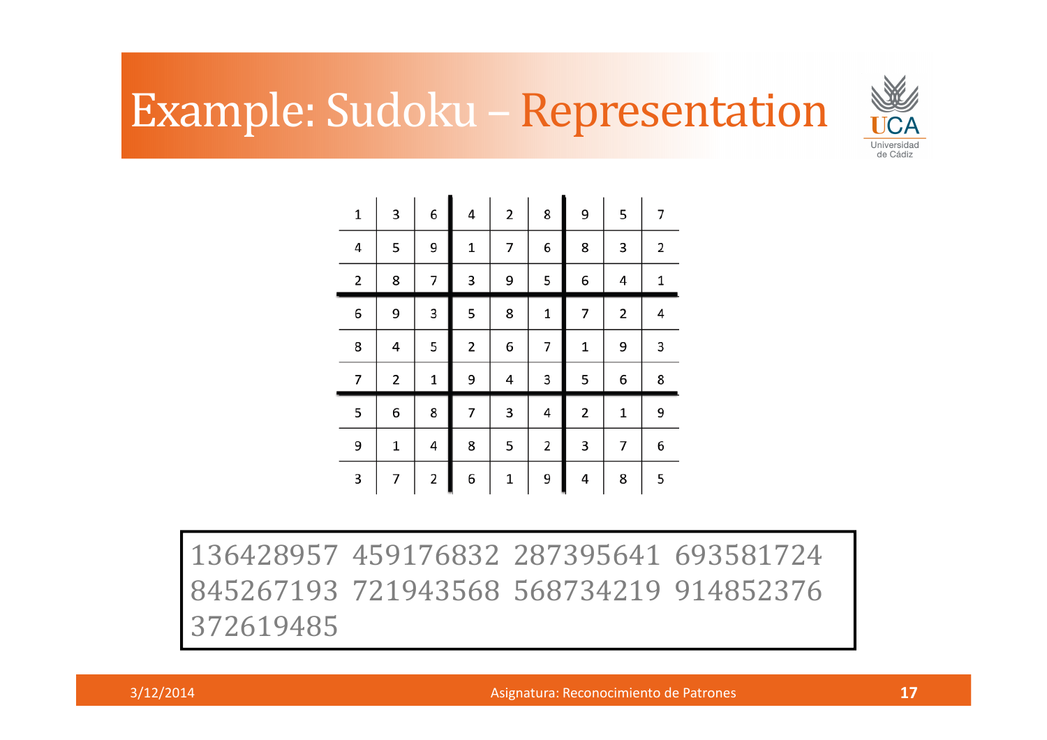# Example: Sudoku – Representation

| | | | | | | | | |
|---|---|---|---|---|---|---|---|---|
| 1 | 3 | 6 | 4 | 2 | 8 | 9 | 5 | 7 |
| 4 | 5 | 9 | 1 | 7 | 6 | 8 | 3 | 2 |
| 2 | 8 | 7 | 3 | 9 | 5 | 6 | 4 | 1 |
| 6 | 9 | 3 | 5 | 8 | 1 | 7 | 2 | 4 |
| 8 | 4 | 5 | 2 | 6 | 7 | 1 | 9 | 3 |
| 7 | 2 | 1 | 9 | 4 | 3 | 5 | 6 | 8 |
| 5 | 6 | 8 | 7 | 3 | 4 | 2 | 1 | 9 |
| 9 | 1 | 4 | 8 | 5 | 2 | 3 | 7 | 6 |
| 3 | 7 | 2 | 6 | 1 | 9 | 4 | 8 | 5 |

```
136428957 459176832 287395641 693581724
845267193 721943568 568734219 914852376
372619485
```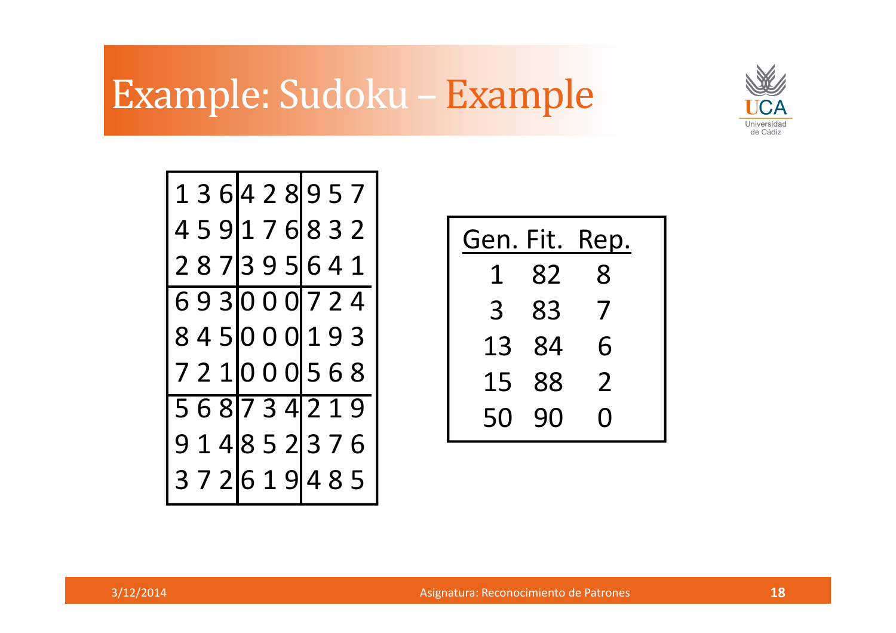# Example: Sudoku – Example

| | | | | | | | | |
|---|---|---|---|---|---|---|---|---|
| 1 | 3 | 6 | 4 | 2 | 8 | 9 | 5 | 7 |
| 4 | 5 | 9 | 1 | 7 | 6 | 8 | 3 | 2 |
| 2 | 8 | 7 | 3 | 9 | 5 | 6 | 4 | 1 |
| 6 | 9 | 3 | 0 | 0 | 0 | 7 | 2 | 4 |
| 8 | 4 | 5 | 0 | 0 | 0 | 1 | 9 | 3 |
| 7 | 2 | 1 | 0 | 0 | 0 | 5 | 6 | 8 |
| 5 | 6 | 8 | 7 | 3 | 4 | 2 | 1 | 9 |
| 9 | 1 | 4 | 8 | 5 | 2 | 3 | 7 | 6 |
| 3 | 7 | 2 | 6 | 1 | 9 | 4 | 8 | 5 |

| Gen. | Fit. | Rep. |
|---|---|---|
| 1 | 82 | 8 |
| 3 | 83 | 7 |
| 13 | 84 | 6 |
| 15 | 88 | 2 |
| 50 | 90 | 0 |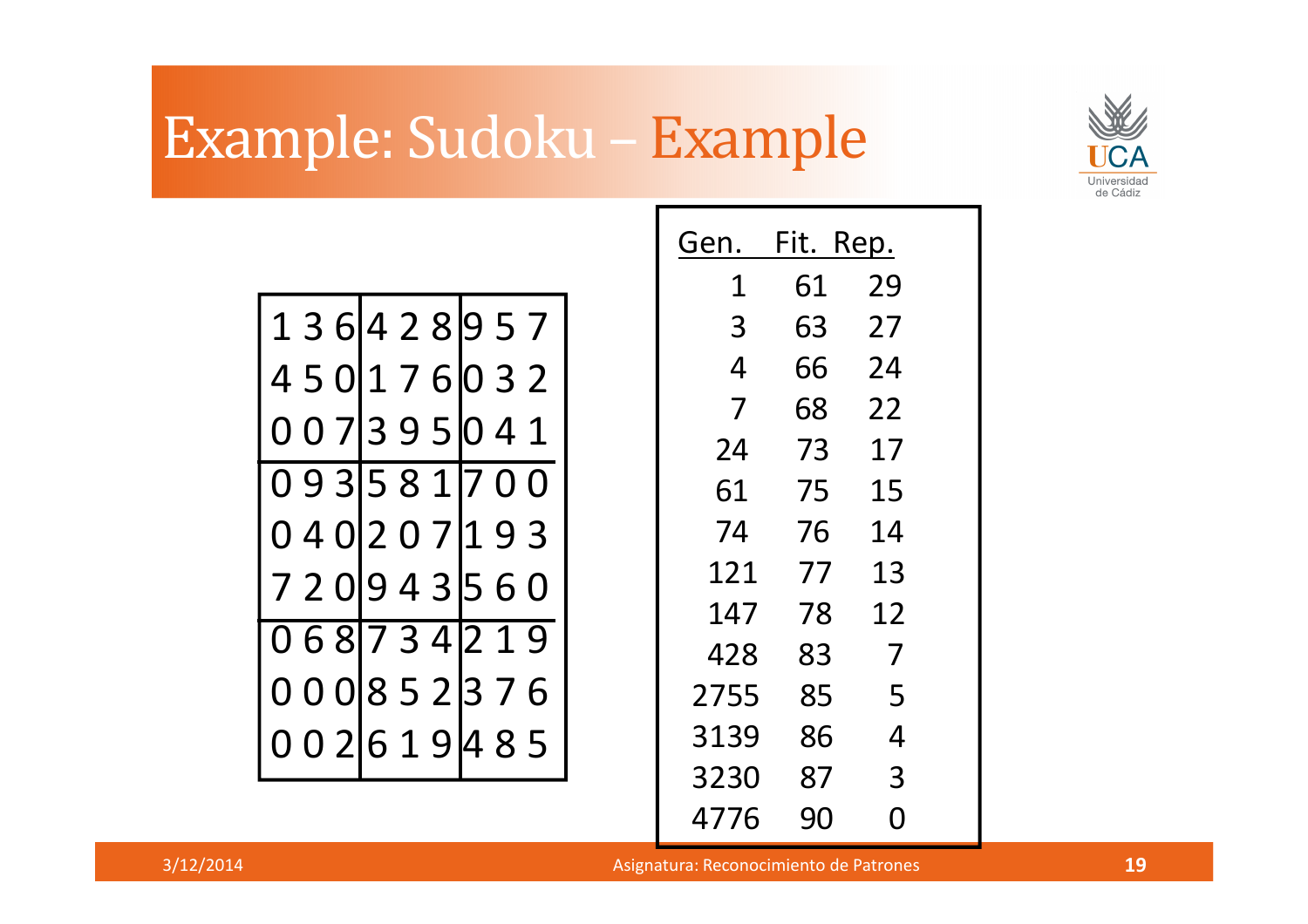# Example: Sudoku – Example

| | | | | | | | | |
|---|---|---|---|---|---|---|---|---|
| 1 | 3 | 6 | 4 | 2 | 8 | 9 | 5 | 7 |
| 4 | 5 | 0 | 1 | 7 | 6 | 0 | 3 | 2 |
| 0 | 0 | 7 | 3 | 9 | 5 | 0 | 4 | 1 |
| 0 | 9 | 3 | 5 | 8 | 1 | 7 | 0 | 0 |
| 0 | 4 | 0 | 2 | 0 | 7 | 1 | 9 | 3 |
| 7 | 2 | 0 | 9 | 4 | 3 | 5 | 6 | 0 |
| 0 | 6 | 8 | 7 | 3 | 4 | 2 | 1 | 9 |
| 0 | 0 | 0 | 8 | 5 | 2 | 3 | 7 | 6 |
| 0 | 0 | 2 | 6 | 1 | 9 | 4 | 8 | 5 |

| Gen. | Fit. | Rep. |
|---|---|---|
| 1 | 61 | 29 |
| 3 | 63 | 27 |
| 4 | 66 | 24 |
| 7 | 68 | 22 |
| 24 | 73 | 17 |
| 61 | 75 | 15 |
| 74 | 76 | 14 |
| 121 | 77 | 13 |
| 147 | 78 | 12 |
| 428 | 83 | 7 |
| 2755 | 85 | 5 |
| 3139 | 86 | 4 |
| 3230 | 87 | 3 |
| 4776 | 90 | 0 |